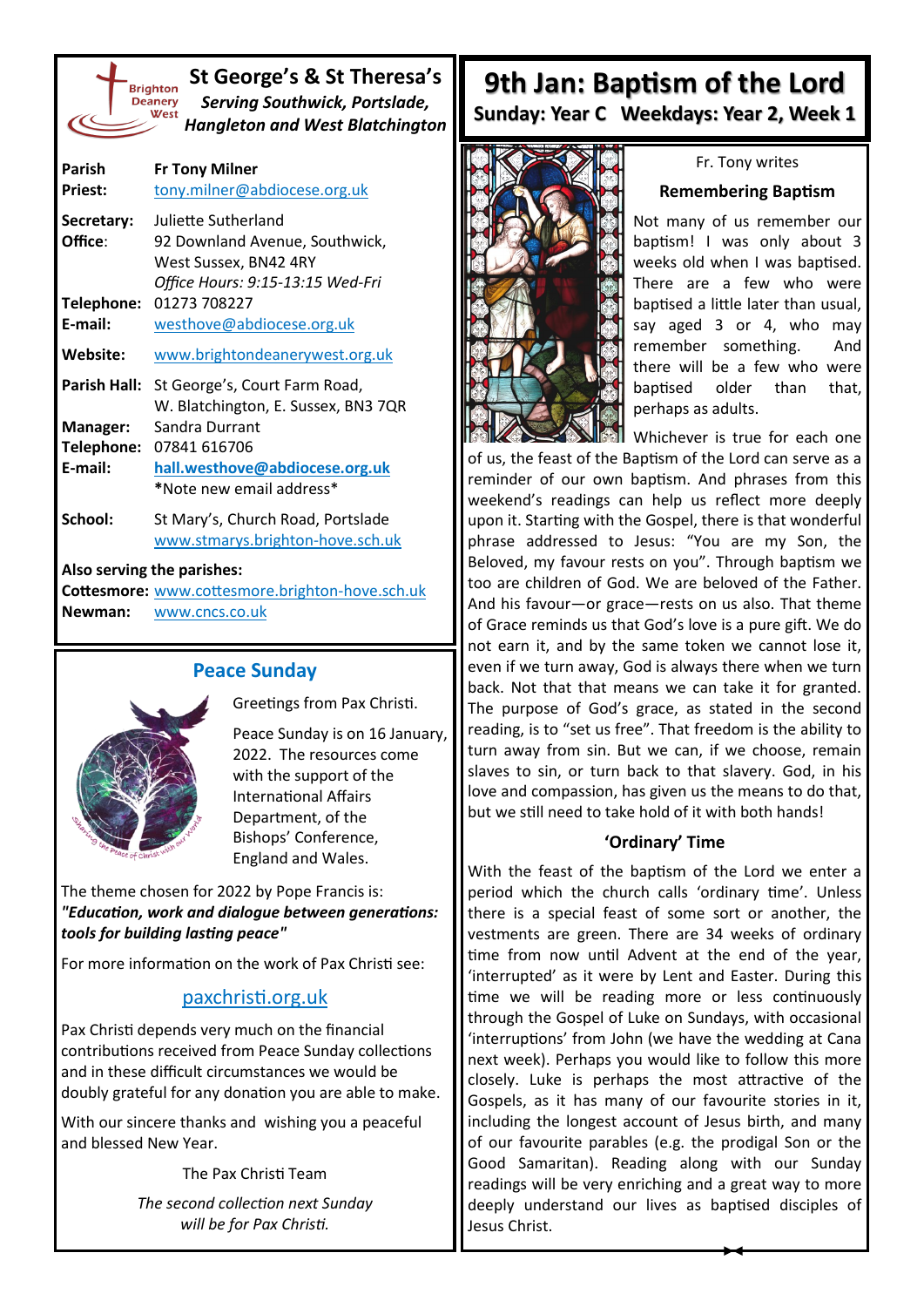# St George's & St Theresa's

***Serving Southwick, Portslade, Hangleton and West Blatchington***

Brighton Deanery West

| | |
|---|---|
| **Parish Priest:** | **Fr Tony Milner** tony.milner@abdiocese.org.uk |
| **Secretary:** | Juliette Sutherland |
| **Office**: | 92 Downland Avenue, Southwick, West Sussex, BN42 4RY *Office Hours: 9:15-13:15 Wed-Fri* |
| **Telephone:** | 01273 708227 |
| **E-mail:** | westhove@abdiocese.org.uk |
| **Website:** | www.brightondeanerywest.org.uk |
| **Parish Hall:** | St George's, Court Farm Road, W. Blatchington, E. Sussex, BN3 7QR |
| **Manager:** | Sandra Durrant |
| **Telephone:** | 07841 616706 |
| **E-mail:** | **hall.westhove@abdiocese.org.uk** *Note new email address* |
| **School:** | St Mary's, Church Road, Portslade www.stmarys.brighton-hove.sch.uk |

**Also serving the parishes:**

**Cottesmore:** www.cottesmore.brighton-hove.sch.uk

**Newman:** www.cncs.co.uk

## Peace Sunday

Greetings from Pax Christi.

Peace Sunday is on 16 January, 2022. The resources come with the support of the International Affairs Department, of the Bishops' Conference, England and Wales.

The theme chosen for 2022 by Pope Francis is: ***"Education, work and dialogue between generations: tools for building lasting peace"***

For more information on the work of Pax Christi see:

paxchristi.org.uk

Pax Christi depends very much on the financial contributions received from Peace Sunday collections and in these difficult circumstances we would be doubly grateful for any donation you are able to make.

With our sincere thanks and wishing you a peaceful and blessed New Year.

The Pax Christi Team

*The second collection next Sunday will be for Pax Christi.*

# 9th Jan: Baptism of the Lord

**Sunday: Year C Weekdays: Year 2, Week 1**

Fr. Tony writes

### Remembering Baptism

Not many of us remember our baptism! I was only about 3 weeks old when I was baptised. There are a few who were baptised a little later than usual, say aged 3 or 4, who may remember something. And there will be a few who were baptised older than that, perhaps as adults.

Whichever is true for each one of us, the feast of the Baptism of the Lord can serve as a reminder of our own baptism. And phrases from this weekend's readings can help us reflect more deeply upon it. Starting with the Gospel, there is that wonderful phrase addressed to Jesus: "You are my Son, the Beloved, my favour rests on you". Through baptism we too are children of God. We are beloved of the Father. And his favour—or grace—rests on us also. That theme of Grace reminds us that God's love is a pure gift. We do not earn it, and by the same token we cannot lose it, even if we turn away, God is always there when we turn back. Not that that means we can take it for granted. The purpose of God's grace, as stated in the second reading, is to "set us free". That freedom is the ability to turn away from sin. But we can, if we choose, remain slaves to sin, or turn back to that slavery. God, in his love and compassion, has given us the means to do that, but we still need to take hold of it with both hands!

### 'Ordinary' Time

With the feast of the baptism of the Lord we enter a period which the church calls 'ordinary time'. Unless there is a special feast of some sort or another, the vestments are green. There are 34 weeks of ordinary time from now until Advent at the end of the year, 'interrupted' as it were by Lent and Easter. During this time we will be reading more or less continuously through the Gospel of Luke on Sundays, with occasional 'interruptions' from John (we have the wedding at Cana next week). Perhaps you would like to follow this more closely. Luke is perhaps the most attractive of the Gospels, as it has many of our favourite stories in it, including the longest account of Jesus birth, and many of our favourite parables (e.g. the prodigal Son or the Good Samaritan). Reading along with our Sunday readings will be very enriching and a great way to more deeply understand our lives as baptised disciples of Jesus Christ.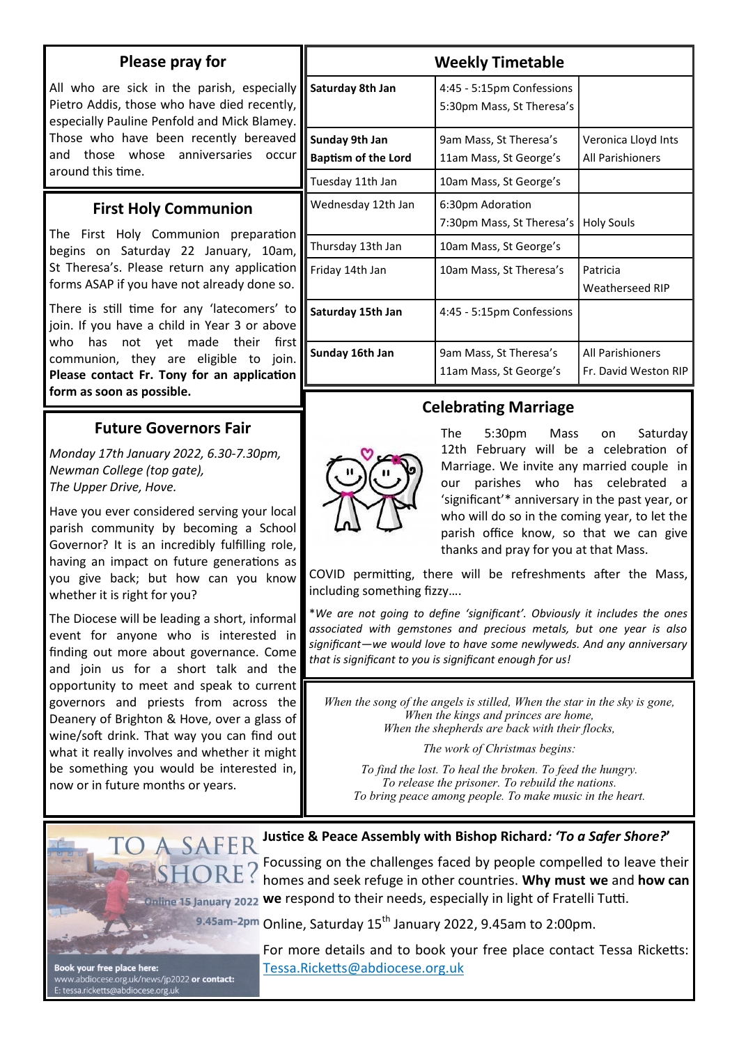## Please pray for

All who are sick in the parish, especially Pietro Addis, those who have died recently, especially Pauline Penfold and Mick Blamey. Those who have been recently bereaved and those whose anniversaries occur around this time.

## First Holy Communion

The First Holy Communion preparation begins on Saturday 22 January, 10am, St Theresa's. Please return any application forms ASAP if you have not already done so.

There is still time for any 'latecomers' to join. If you have a child in Year 3 or above who has not yet made their first communion, they are eligible to join. **Please contact Fr. Tony for an application form as soon as possible.**

## Future Governors Fair

*Monday 17th January 2022, 6.30-7.30pm, Newman College (top gate), The Upper Drive, Hove.*

Have you ever considered serving your local parish community by becoming a School Governor? It is an incredibly fulfilling role, having an impact on future generations as you give back; but how can you know whether it is right for you?

The Diocese will be leading a short, informal event for anyone who is interested in finding out more about governance. Come and join us for a short talk and the opportunity to meet and speak to current governors and priests from across the Deanery of Brighton & Hove, over a glass of wine/soft drink. That way you can find out what it really involves and whether it might be something you would be interested in, now or in future months or years.

## Weekly Timetable

| | | |
|---|---|---|
| **Saturday 8th Jan** | 4:45 - 5:15pm Confessions<br>5:30pm Mass, St Theresa's | |
| **Sunday 9th Jan**<br>**Baptism of the Lord** | 9am Mass, St Theresa's<br>11am Mass, St George's | Veronica Lloyd Ints<br>All Parishioners |
| Tuesday 11th Jan | 10am Mass, St George's | |
| Wednesday 12th Jan | 6:30pm Adoration<br>7:30pm Mass, St Theresa's | Holy Souls |
| Thursday 13th Jan | 10am Mass, St George's | |
| Friday 14th Jan | 10am Mass, St Theresa's | Patricia Weatherseed RIP |
| **Saturday 15th Jan** | 4:45 - 5:15pm Confessions | |
| **Sunday 16th Jan** | 9am Mass, St Theresa's<br>11am Mass, St George's | All Parishioners<br>Fr. David Weston RIP |

## Celebrating Marriage

The 5:30pm Mass on Saturday 12th February will be a celebration of Marriage. We invite any married couple in our parishes who has celebrated a 'significant'* anniversary in the past year, or who will do so in the coming year, to let the parish office know, so that we can give thanks and pray for you at that Mass.

COVID permitting, there will be refreshments after the Mass, including something fizzy….

*\*We are not going to define 'significant'. Obviously it includes the ones associated with gemstones and precious metals, but one year is also significant—we would love to have some newlyweds. And any anniversary that is significant to you is significant enough for us!*

*When the song of the angels is stilled, When the star in the sky is gone,*
*When the kings and princes are home,*
*When the shepherds are back with their flocks,*

*The work of Christmas begins:*

*To find the lost. To heal the broken. To feed the hungry.*
*To release the prisoner. To rebuild the nations.*
*To bring peace among people. To make music in the heart.*

TO A SAFER SHORE?
Online 15 January 2022
9.45am-2pm
Book your free place here:
www.abdiocese.org.uk/news/jp2022 **or contact:**
E: tessa.ricketts@abdiocese.org.uk

## Justice & Peace Assembly with Bishop Richard: *'To a Safer Shore?'*

Focussing on the challenges faced by people compelled to leave their homes and seek refuge in other countries. **Why must we** and **how can we** respond to their needs, especially in light of Fratelli Tutti.

Online, Saturday 15th January 2022, 9.45am to 2:00pm.

For more details and to book your free place contact Tessa Ricketts: Tessa.Ricketts@abdiocese.org.uk